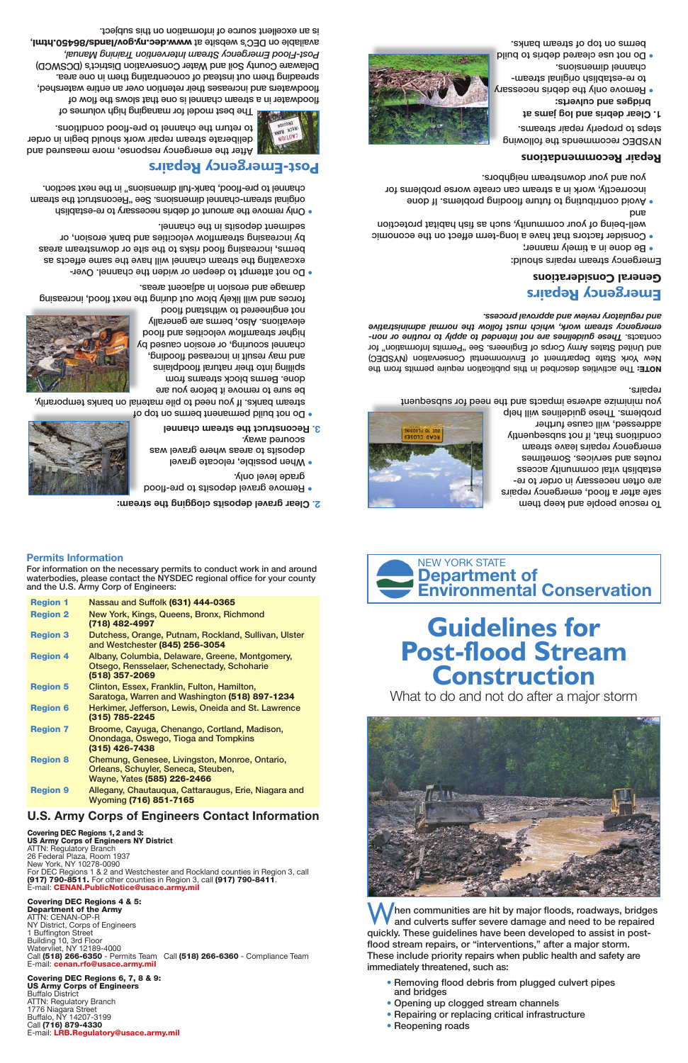# Emergency Repairs

To rescue people and keep them safe after a flood, emergency repairs are often necessary in order to re-establish vital community access routes and services. Sometimes emergency repairs leave stream conditions that, if not subsequently addressed, will cause further problems. These guidelines will help you minimize adverse impacts and the need for subsequent repairs.

**NOTE:** The activities described in this publication require permits from the New York State Department of Environmental Conservation (NYSDEC) and United States Army Corps of Engineers. See "Permits Information" for contacts. *These guidelines are not intended to apply to routine or non-emergency stream work, which must follow the normal administrative and regulatory review and approval process.*

### General Considerations

Emergency stream repairs should:

- Be done in a timely manner;
- Consider factors that have a long-term effect on the economic well-being of your community, such as fish habitat protection and
- Avoid contributing to future flooding problems. If done incorrectly, work in a stream can create worse problems for you and your downstream neighbors.

### Repair Recommendations

NYSDEC recommends the following steps to properly repair streams.

**1. Clear debris and log jams at bridges and culverts:**

- Remove only the debris necessary to re-establish original stream-channel dimensions.
- Do not use cleared debris to build berms on top of stream banks.

**2. Clear gravel deposits clogging the stream:**

- Remove gravel deposits to pre-flood grade level only.
- When possible, relocate gravel deposits to areas where gravel was washed away.

**3. Reconstruct the stream channel**

- Do not build permanent berms on top of stream banks. If you need to pile material on banks temporarily, be sure to remove it before you are done. Berms block streams from spilling into their natural floodplains and may result in increased flooding, channel scouring, or erosion caused by higher streamflow velocities and flood forces and will likely blow out during the next flood, increasing damage and erosion in adjacent areas. Also, berms are generally not engineered to withstand flood elevations.
- Do not attempt to deepen or widen the channel. Over-excavating the stream channel will have the same effects as berms, increasing flood risks to the site or downstream areas by increasing streamflow velocities and bank erosion, or sediment deposits in the channel.
- Only remove the amount of debris necessary to re-establish original stream-channel dimensions. See "Reconstruct the stream channel to pre-flood, bank-full dimensions" in the next section.

# Post-Emergency Repairs

After the emergency response, more measured and deliberate stream repair work should begin in order to return the channel to pre-flood conditions.

The best model for managing high volumes of floodwater in a stream channel is one that slows the flow of floodwaters and increases their retention over an entire watershed, spreading them out instead of concentrating them in one area. Delaware County Soil and Water Conservation District's (DCSWCD) *Post-Flood Emergency Stream Intervention Training Manual*, available on DEC's website at **www.dec.ny.gov/lands/86450.html**, is an excellent source of information on this subject.

## Permits Information

For information on the necessary permits to conduct work in and around waterbodies, please contact the NYSDEC regional office for your county and the U.S. Army Corp of Engineers:

| Region | Counties / Contact |
|---|---|
| Region 1 | Nassau and Suffolk **(631) 444-0365** |
| Region 2 | New York, Kings, Queens, Bronx, Richmond **(718) 482-4997** |
| Region 3 | Dutchess, Orange, Putnam, Rockland, Sullivan, Ulster and Westchester **(845) 256-3054** |
| Region 4 | Albany, Columbia, Delaware, Greene, Montgomery, Otsego, Rensselaer, Schenectady, Schoharie **(518) 357-2069** |
| Region 5 | Clinton, Essex, Franklin, Fulton, Hamilton, Saratoga, Warren and Washington **(518) 897-1234** |
| Region 6 | Herkimer, Jefferson, Lewis, Oneida and St. Lawrence **(315) 785-2245** |
| Region 7 | Broome, Cayuga, Chenango, Cortland, Madison, Onondaga, Oswego, Tioga and Tompkins **(315) 426-7438** |
| Region 8 | Chemung, Genesee, Livingston, Monroe, Ontario, Orleans, Schuyler, Seneca, Steuben, Wayne, Yates **(585) 226-2466** |
| Region 9 | Allegany, Chautauqua, Cattaraugus, Erie, Niagara and Wyoming **(716) 851-7165** |

## U.S. Army Corps of Engineers Contact Information

**Covering DEC Regions 1, 2 and 3:**
**US Army Corps of Engineers NY District**
ATTN: Regulatory Branch
26 Federal Plaza, Room 1937
New York, NY 10278-0090
For DEC Regions 1 & 2 and Westchester and Rockland counties in Region 3, call **(917) 790-8511.** For other counties in Region 3, call **(917) 790-8411**.
E-mail: **CENAN.PublicNotice@usace.army.mil**

**Covering DEC Regions 4 & 5:**
**Department of the Army**
ATTN: CENAN-OP-R
NY District, Corps of Engineers
1 Buffington Street
Building 10, 3rd Floor
Watervliet, NY 12189-4000
Call **(518) 266-6350** - Permits Team Call **(518) 266-6360** - Compliance Team
E-mail: **cenan.rfo@usace.army.mil**

**Covering DEC Regions 6, 7, 8 & 9:**
**US Army Corps of Engineers**
Buffalo District
ATTN: Regulatory Branch
1776 Niagara Street
Buffalo, NY 14207-3199
Call **(716) 879-4330**
E-mail: **LRB.Regulatory@usace.army.mil**

NEW YORK STATE
**Department of Environmental Conservation**

# Guidelines for Post-flood Stream Construction

What to do and not do after a major storm

When communities are hit by major floods, roadways, bridges and culverts suffer severe damage and need to be repaired quickly. These guidelines have been developed to assist in post-flood stream repairs, or "interventions," after a major storm. These include priority repairs when public health and safety are immediately threatened, such as:

- Removing flood debris from plugged culvert pipes and bridges
- Opening up clogged stream channels
- Repairing or replacing critical infrastructure
- Reopening roads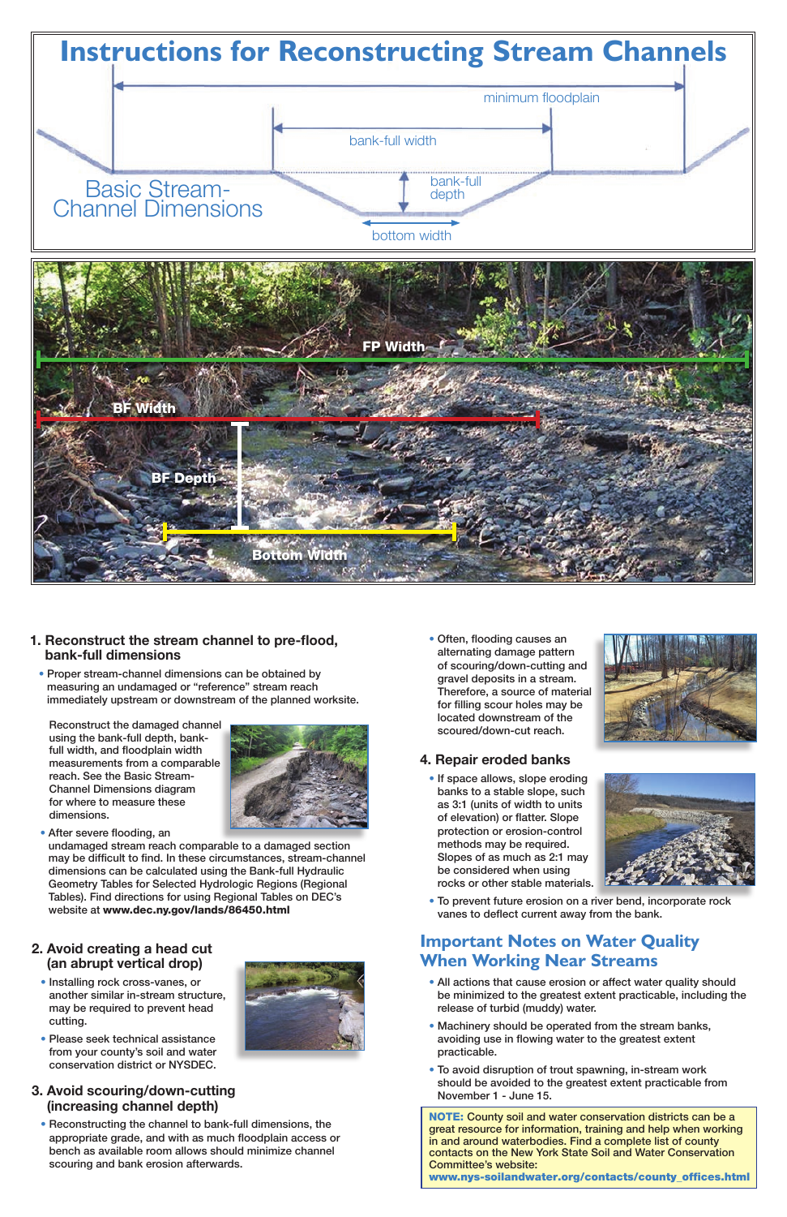# Instructions for Reconstructing Stream Channels

Basic Stream-Channel Dimensions

minimum floodplain

bank-full width

bank-full depth

bottom width

FP Width

BF Width

BF Depth

Bottom Width

### 1. Reconstruct the stream channel to pre-flood, bank-full dimensions

- Proper stream-channel dimensions can be obtained by measuring an undamaged or "reference" stream reach immediately upstream or downstream of the planned worksite.

  Reconstruct the damaged channel using the bank-full depth, bank-full width, and floodplain width measurements from a comparable reach. See the Basic Stream-Channel Dimensions diagram for where to measure these dimensions.

- After severe flooding, an undamaged stream reach comparable to a damaged section may be difficult to find. In these circumstances, stream-channel dimensions can be calculated using the Bank-full Hydraulic Geometry Tables for Selected Hydrologic Regions (Regional Tables). Find directions for using Regional Tables on DEC's website at **www.dec.ny.gov/lands/86450.html**

### 2. Avoid creating a head cut (an abrupt vertical drop)

- Installing rock cross-vanes, or another similar in-stream structure, may be required to prevent head cutting.
- Please seek technical assistance from your county's soil and water conservation district or NYSDEC.

### 3. Avoid scouring/down-cutting (increasing channel depth)

- Reconstructing the channel to bank-full dimensions, the appropriate grade, and with as much floodplain access or bench as available room allows should minimize channel scouring and bank erosion afterwards.
- Often, flooding causes an alternating damage pattern of scouring/down-cutting and gravel deposits in a stream. Therefore, a source of material for filling scour holes may be located downstream of the scoured/down-cut reach.

### 4. Repair eroded banks

- If space allows, slope eroding banks to a stable slope, such as 3:1 (units of width to units of elevation) or flatter. Slope protection or erosion-control methods may be required. Slopes of as much as 2:1 may be considered when using rocks or other stable materials.
- To prevent future erosion on a river bend, incorporate rock vanes to deflect current away from the bank.

## Important Notes on Water Quality When Working Near Streams

- All actions that cause erosion or affect water quality should be minimized to the greatest extent practicable, including the release of turbid (muddy) water.
- Machinery should be operated from the stream banks, avoiding use in flowing water to the greatest extent practicable.
- To avoid disruption of trout spawning, in-stream work should be avoided to the greatest extent practicable from November 1 - June 15.

**NOTE:** County soil and water conservation districts can be a great resource for information, training and help when working in and around waterbodies. Find a complete list of county contacts on the New York State Soil and Water Conservation Committee's website: **www.nys-soilandwater.org/contacts/county_offices.html**